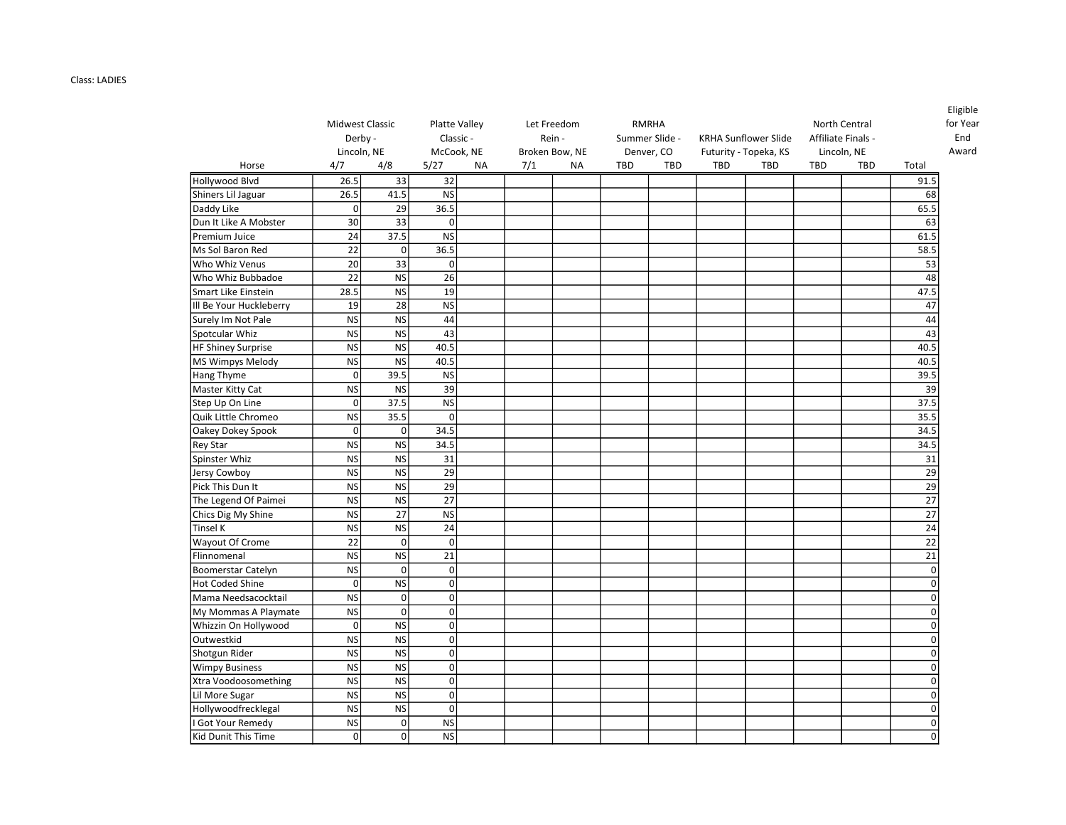Class: LADIES

| Horse | Midwest Classic Derby - Lincoln, NE | | Platte Valley Classic - McCook, NE | | Let Freedom Rein - Broken Bow, NE | | RMRHA Summer Slide - Denver, CO | | KRHA Sunflower Slide Futurity - Topeka, KS | | North Central Affiliate Finals - Lincoln, NE | | Total | Eligible for Year End Award |
|---|---|---|---|---|---|---|---|---|---|---|---|---|---|---|
| | 4/7 | 4/8 | 5/27 | NA | 7/1 | NA | TBD | TBD | TBD | TBD | TBD | TBD | | |
| Hollywood Blvd | 26.5 | 33 | 32 | | | | | | | | | | 91.5 | |
| Shiners Lil Jaguar | 26.5 | 41.5 | NS | | | | | | | | | | 68 | |
| Daddy Like | 0 | 29 | 36.5 | | | | | | | | | | 65.5 | |
| Dun It Like A Mobster | 30 | 33 | 0 | | | | | | | | | | 63 | |
| Premium Juice | 24 | 37.5 | NS | | | | | | | | | | 61.5 | |
| Ms Sol Baron Red | 22 | 0 | 36.5 | | | | | | | | | | 58.5 | |
| Who Whiz Venus | 20 | 33 | 0 | | | | | | | | | | 53 | |
| Who Whiz Bubbadoe | 22 | NS | 26 | | | | | | | | | | 48 | |
| Smart Like Einstein | 28.5 | NS | 19 | | | | | | | | | | 47.5 | |
| Ill Be Your Huckleberry | 19 | 28 | NS | | | | | | | | | | 47 | |
| Surely Im Not Pale | NS | NS | 44 | | | | | | | | | | 44 | |
| Spotcular Whiz | NS | NS | 43 | | | | | | | | | | 43 | |
| HF Shiney Surprise | NS | NS | 40.5 | | | | | | | | | | 40.5 | |
| MS Wimpys Melody | NS | NS | 40.5 | | | | | | | | | | 40.5 | |
| Hang Thyme | 0 | 39.5 | NS | | | | | | | | | | 39.5 | |
| Master Kitty Cat | NS | NS | 39 | | | | | | | | | | 39 | |
| Step Up On Line | 0 | 37.5 | NS | | | | | | | | | | 37.5 | |
| Quik Little Chromeo | NS | 35.5 | 0 | | | | | | | | | | 35.5 | |
| Oakey Dokey Spook | 0 | 0 | 34.5 | | | | | | | | | | 34.5 | |
| Rey Star | NS | NS | 34.5 | | | | | | | | | | 34.5 | |
| Spinster Whiz | NS | NS | 31 | | | | | | | | | | 31 | |
| Jersy Cowboy | NS | NS | 29 | | | | | | | | | | 29 | |
| Pick This Dun It | NS | NS | 29 | | | | | | | | | | 29 | |
| The Legend Of Paimei | NS | NS | 27 | | | | | | | | | | 27 | |
| Chics Dig My Shine | NS | 27 | NS | | | | | | | | | | 27 | |
| Tinsel K | NS | NS | 24 | | | | | | | | | | 24 | |
| Wayout Of Crome | 22 | 0 | 0 | | | | | | | | | | 22 | |
| Flinnomenal | NS | NS | 21 | | | | | | | | | | 21 | |
| Boomerstar Catelyn | NS | 0 | 0 | | | | | | | | | | 0 | |
| Hot Coded Shine | 0 | NS | 0 | | | | | | | | | | 0 | |
| Mama Needsacocktail | NS | 0 | 0 | | | | | | | | | | 0 | |
| My Mommas A Playmate | NS | 0 | 0 | | | | | | | | | | 0 | |
| Whizzin On Hollywood | 0 | NS | 0 | | | | | | | | | | 0 | |
| Outwestkid | NS | NS | 0 | | | | | | | | | | 0 | |
| Shotgun Rider | NS | NS | 0 | | | | | | | | | | 0 | |
| Wimpy Business | NS | NS | 0 | | | | | | | | | | 0 | |
| Xtra Voodoosomething | NS | NS | 0 | | | | | | | | | | 0 | |
| Lil More Sugar | NS | NS | 0 | | | | | | | | | | 0 | |
| Hollywoodfrecklegal | NS | NS | 0 | | | | | | | | | | 0 | |
| I Got Your Remedy | NS | 0 | NS | | | | | | | | | | 0 | |
| Kid Dunit This Time | 0 | 0 | NS | | | | | | | | | | 0 | |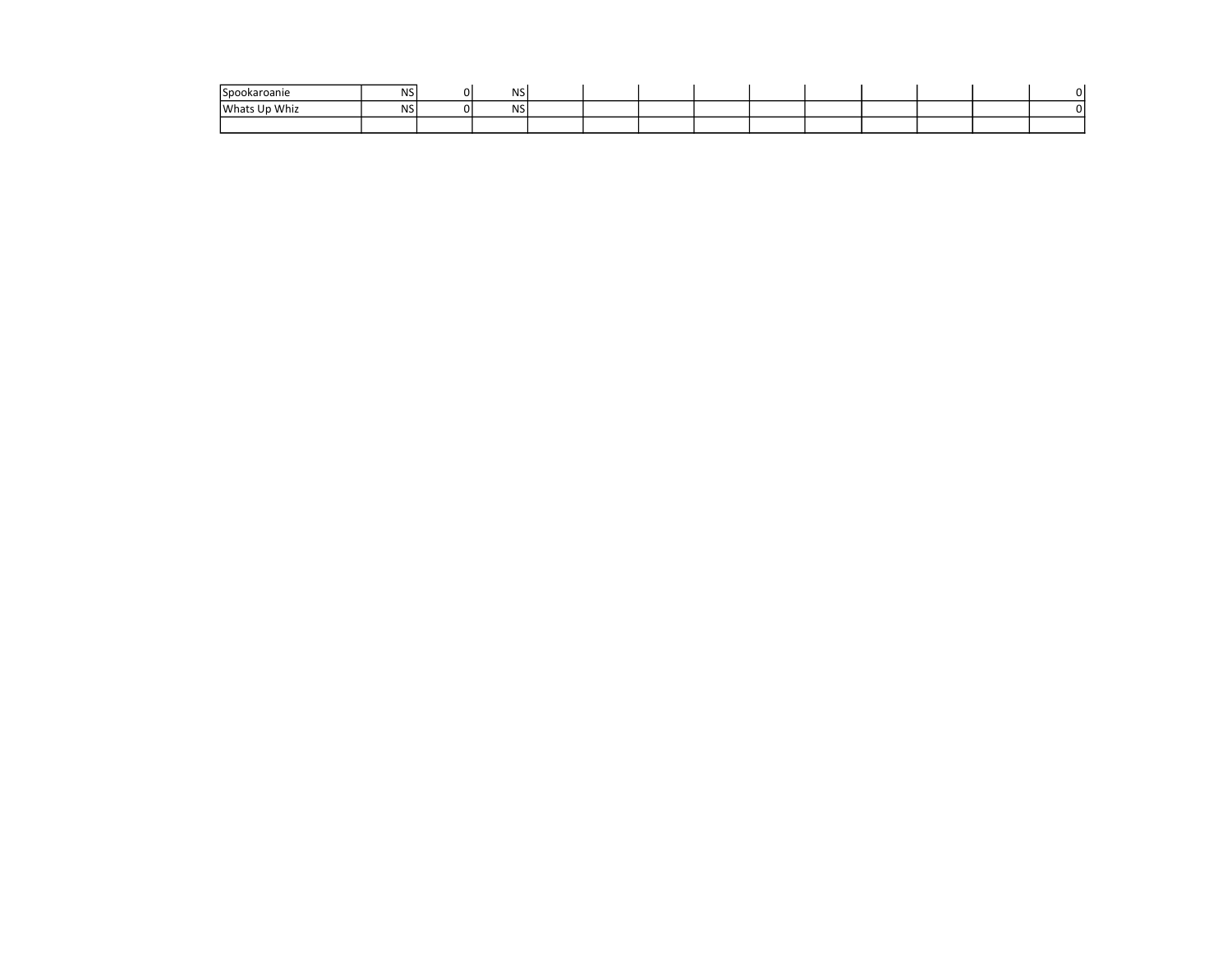| | | | | | | | | | | | | | |
|---|---|---|---|---|---|---|---|---|---|---|---|---|---|
| Spookaroanie | NS | 0 | NS | | | | | | | | | | 0 |
| Whats Up Whiz | NS | 0 | NS | | | | | | | | | | 0 |
| | | | | | | | | | | | | | |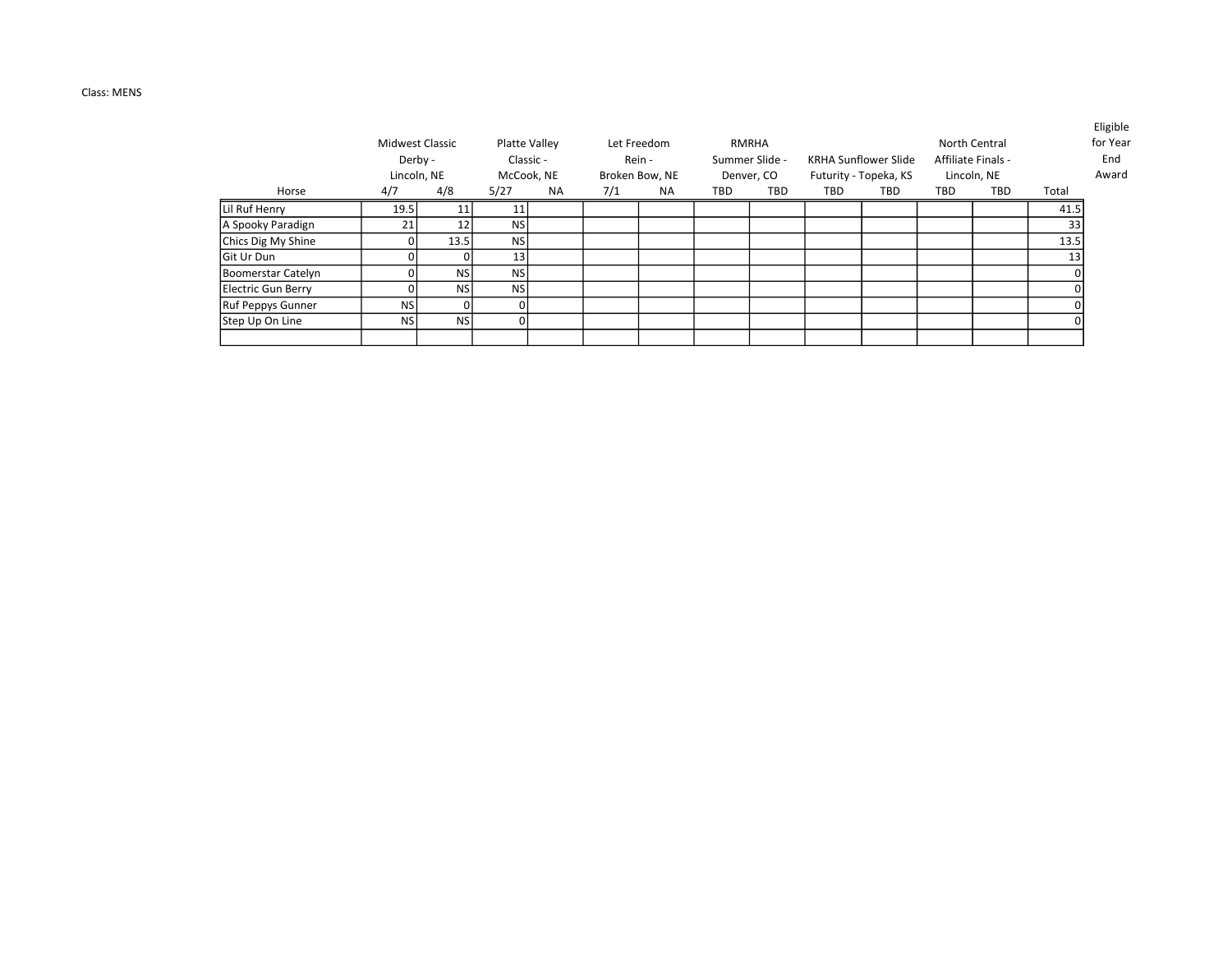Class: MENS

| Horse | Midwest Classic Derby - Lincoln, NE | | Platte Valley Classic - McCook, NE | | Let Freedom Rein - Broken Bow, NE | | RMRHA Summer Slide - Denver, CO | | KRHA Sunflower Slide Futurity - Topeka, KS | | North Central Affiliate Finals - Lincoln, NE | | Total | Eligible for Year End Award |
|---|---|---|---|---|---|---|---|---|---|---|---|---|---|---|
| | 4/7 | 4/8 | 5/27 | NA | 7/1 | NA | TBD | TBD | TBD | TBD | TBD | TBD | | |
| Lil Ruf Henry | 19.5 | 11 | 11 | | | | | | | | | | 41.5 | |
| A Spooky Paradign | 21 | 12 | NS | | | | | | | | | | 33 | |
| Chics Dig My Shine | 0 | 13.5 | NS | | | | | | | | | | 13.5 | |
| Git Ur Dun | 0 | 0 | 13 | | | | | | | | | | 13 | |
| Boomerstar Catelyn | 0 | NS | NS | | | | | | | | | | 0 | |
| Electric Gun Berry | 0 | NS | NS | | | | | | | | | | 0 | |
| Ruf Peppys Gunner | NS | 0 | 0 | | | | | | | | | | 0 | |
| Step Up On Line | NS | NS | 0 | | | | | | | | | | 0 | |
| | | | | | | | | | | | | | | |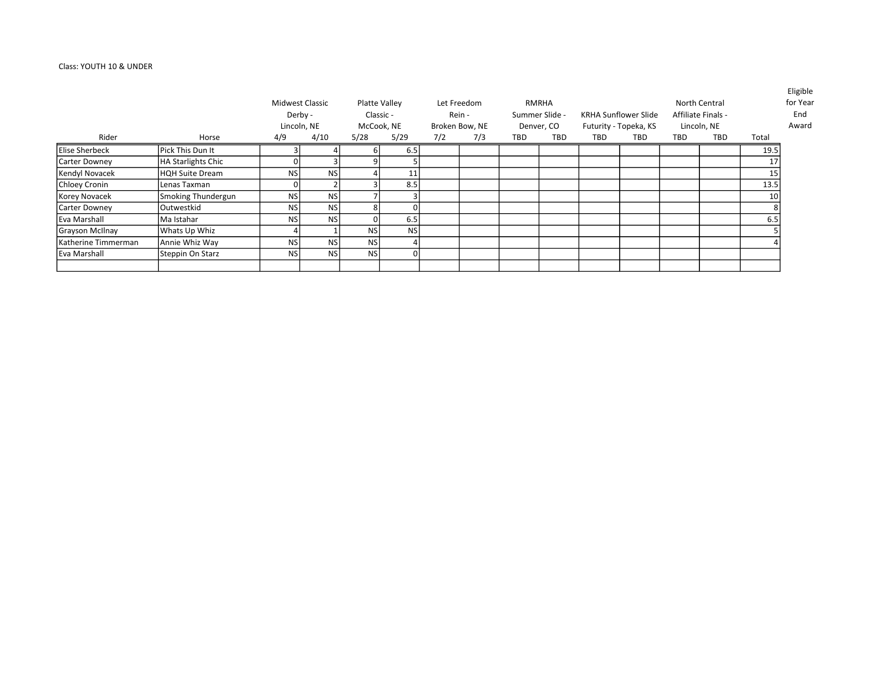Class: YOUTH 10 & UNDER

| Rider | Horse | Midwest Classic Derby - Lincoln, NE | | Platte Valley Classic - McCook, NE | | Let Freedom Rein - Broken Bow, NE | | RMRHA Summer Slide - Denver, CO | | KRHA Sunflower Slide Futurity - Topeka, KS | | North Central Affiliate Finals - Lincoln, NE | | Total | Eligible for Year End Award |
|---|---|---|---|---|---|---|---|---|---|---|---|---|---|---|---|
| | | 4/9 | 4/10 | 5/28 | 5/29 | 7/2 | 7/3 | TBD | TBD | TBD | TBD | TBD | TBD | | |
| Elise Sherbeck | Pick This Dun It | 3 | 4 | 6 | 6.5 | | | | | | | | | 19.5 | |
| Carter Downey | HA Starlights Chic | 0 | 3 | 9 | 5 | | | | | | | | | 17 | |
| Kendyl Novacek | HQH Suite Dream | NS | NS | 4 | 11 | | | | | | | | | 15 | |
| Chloey Cronin | Lenas Taxman | 0 | 2 | 3 | 8.5 | | | | | | | | | 13.5 | |
| Korey Novacek | Smoking Thundergun | NS | NS | 7 | 3 | | | | | | | | | 10 | |
| Carter Downey | Outwestkid | NS | NS | 8 | 0 | | | | | | | | | 8 | |
| Eva Marshall | Ma Istahar | NS | NS | 0 | 6.5 | | | | | | | | | 6.5 | |
| Grayson McIlnay | Whats Up Whiz | 4 | 1 | NS | NS | | | | | | | | | 5 | |
| Katherine Timmerman | Annie Whiz Way | NS | NS | NS | 4 | | | | | | | | | 4 | |
| Eva Marshall | Steppin On Starz | NS | NS | NS | 0 | | | | | | | | | | |
| | | | | | | | | | | | | | | | |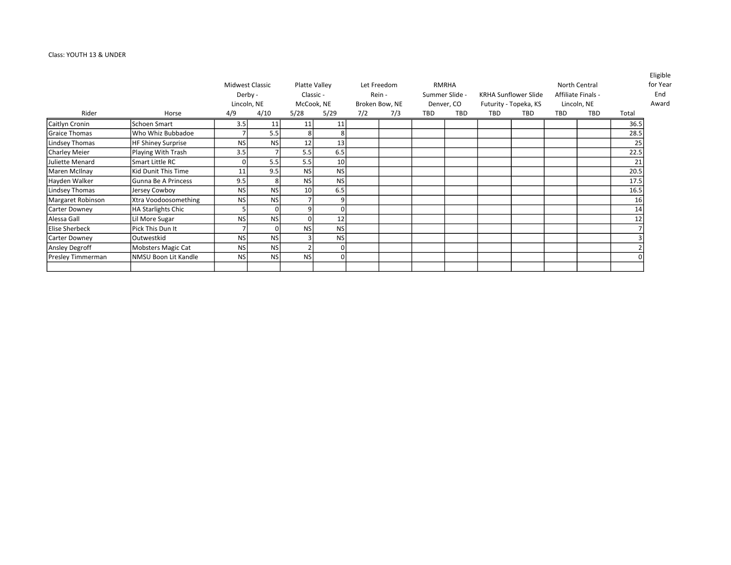Class: YOUTH 13 & UNDER

| Rider | Horse | Midwest Classic Derby - Lincoln, NE | | Platte Valley Classic - McCook, NE | | Let Freedom Rein - Broken Bow, NE | | RMRHA Summer Slide - Denver, CO | | KRHA Sunflower Slide Futurity - Topeka, KS | | North Central Affiliate Finals - Lincoln, NE | | Total | Eligible for Year End Award |
|---|---|---|---|---|---|---|---|---|---|---|---|---|---|---|---|
| | | 4/9 | 4/10 | 5/28 | 5/29 | 7/2 | 7/3 | TBD | TBD | TBD | TBD | TBD | TBD | | |
| Caitlyn Cronin | Schoen Smart | 3.5 | 11 | 11 | 11 | | | | | | | | | 36.5 | |
| Graice Thomas | Who Whiz Bubbadoe | 7 | 5.5 | 8 | 8 | | | | | | | | | 28.5 | |
| Lindsey Thomas | HF Shiney Surprise | NS | NS | 12 | 13 | | | | | | | | | 25 | |
| Charley Meier | Playing With Trash | 3.5 | 7 | 5.5 | 6.5 | | | | | | | | | 22.5 | |
| Juliette Menard | Smart Little RC | 0 | 5.5 | 5.5 | 10 | | | | | | | | | 21 | |
| Maren McIlnay | Kid Dunit This Time | 11 | 9.5 | NS | NS | | | | | | | | | 20.5 | |
| Hayden Walker | Gunna Be A Princess | 9.5 | 8 | NS | NS | | | | | | | | | 17.5 | |
| Lindsey Thomas | Jersey Cowboy | NS | NS | 10 | 6.5 | | | | | | | | | 16.5 | |
| Margaret Robinson | Xtra Voodoosomething | NS | NS | 7 | 9 | | | | | | | | | 16 | |
| Carter Downey | HA Starlights Chic | 5 | 0 | 9 | 0 | | | | | | | | | 14 | |
| Alessa Gall | Lil More Sugar | NS | NS | 0 | 12 | | | | | | | | | 12 | |
| Elise Sherbeck | Pick This Dun It | 7 | 0 | NS | NS | | | | | | | | | 7 | |
| Carter Downey | Outwestkid | NS | NS | 3 | NS | | | | | | | | | 3 | |
| Ansley Degroff | Mobsters Magic Cat | NS | NS | 2 | 0 | | | | | | | | | 2 | |
| Presley Timmerman | NMSU Boon Lit Kandle | NS | NS | NS | 0 | | | | | | | | | 0 | |
| | | | | | | | | | | | | | | | |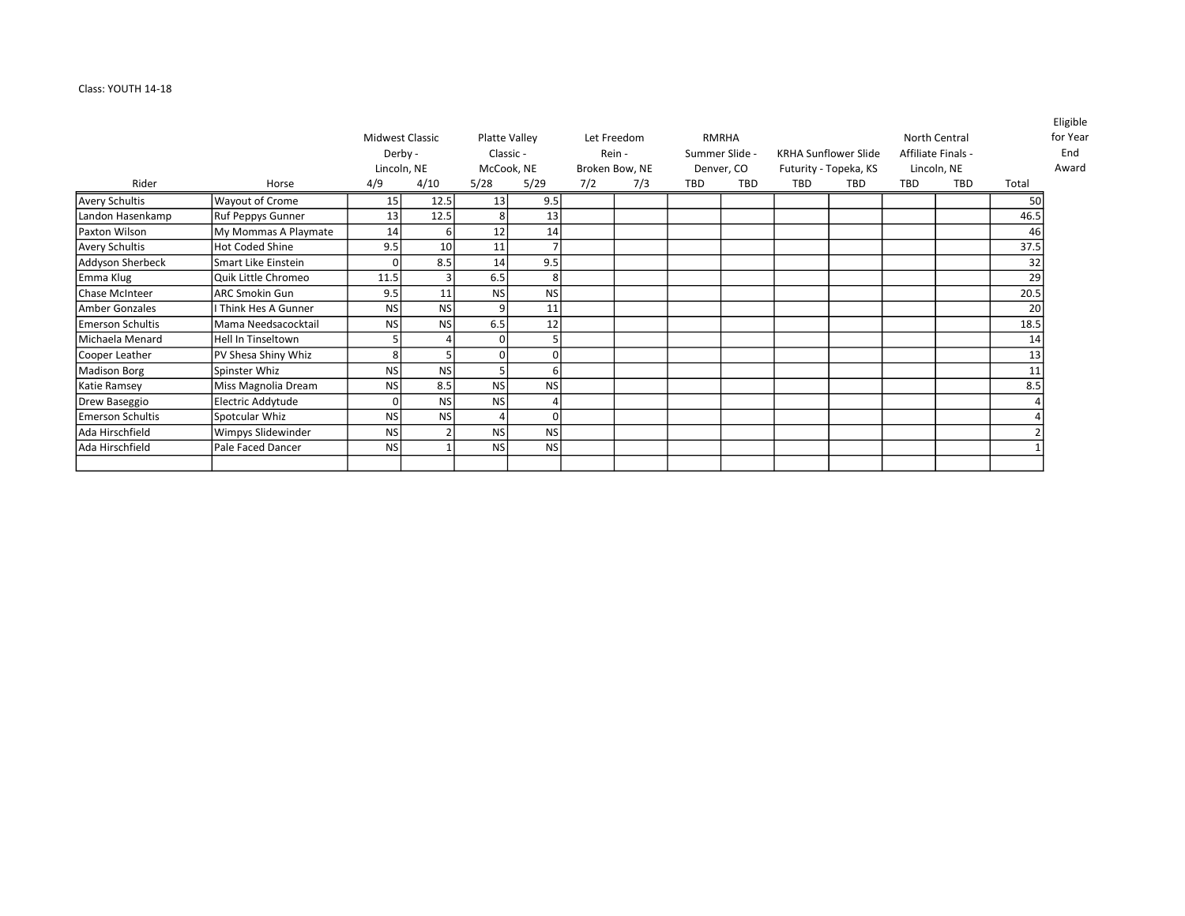Class: YOUTH 14-18

| Rider | Horse | Midwest Classic Derby - Lincoln, NE | | Platte Valley Classic - McCook, NE | | Let Freedom Rein - Broken Bow, NE | | RMRHA Summer Slide - Denver, CO | | KRHA Sunflower Slide Futurity - Topeka, KS | | North Central Affiliate Finals - Lincoln, NE | | Total | Eligible for Year End Award |
|---|---|---|---|---|---|---|---|---|---|---|---|---|---|---|---|
| | | 4/9 | 4/10 | 5/28 | 5/29 | 7/2 | 7/3 | TBD | TBD | TBD | TBD | TBD | TBD | | |
| Avery Schultis | Wayout of Crome | 15 | 12.5 | 13 | 9.5 | | | | | | | | | 50 | |
| Landon Hasenkamp | Ruf Peppys Gunner | 13 | 12.5 | 8 | 13 | | | | | | | | | 46.5 | |
| Paxton Wilson | My Mommas A Playmate | 14 | 6 | 12 | 14 | | | | | | | | | 46 | |
| Avery Schultis | Hot Coded Shine | 9.5 | 10 | 11 | 7 | | | | | | | | | 37.5 | |
| Addyson Sherbeck | Smart Like Einstein | 0 | 8.5 | 14 | 9.5 | | | | | | | | | 32 | |
| Emma Klug | Quik Little Chromeo | 11.5 | 3 | 6.5 | 8 | | | | | | | | | 29 | |
| Chase McInteer | ARC Smokin Gun | 9.5 | 11 | NS | NS | | | | | | | | | 20.5 | |
| Amber Gonzales | I Think Hes A Gunner | NS | NS | 9 | 11 | | | | | | | | | 20 | |
| Emerson Schultis | Mama Needsacocktail | NS | NS | 6.5 | 12 | | | | | | | | | 18.5 | |
| Michaela Menard | Hell In Tinseltown | 5 | 4 | 0 | 5 | | | | | | | | | 14 | |
| Cooper Leather | PV Shesa Shiny Whiz | 8 | 5 | 0 | 0 | | | | | | | | | 13 | |
| Madison Borg | Spinster Whiz | NS | NS | 5 | 6 | | | | | | | | | 11 | |
| Katie Ramsey | Miss Magnolia Dream | NS | 8.5 | NS | NS | | | | | | | | | 8.5 | |
| Drew Baseggio | Electric Addytude | 0 | NS | NS | 4 | | | | | | | | | 4 | |
| Emerson Schultis | Spotcular Whiz | NS | NS | 4 | 0 | | | | | | | | | 4 | |
| Ada Hirschfield | Wimpys Slidewinder | NS | 2 | NS | NS | | | | | | | | | 2 | |
| Ada Hirschfield | Pale Faced Dancer | NS | 1 | NS | NS | | | | | | | | | 1 | |
| | | | | | | | | | | | | | | | |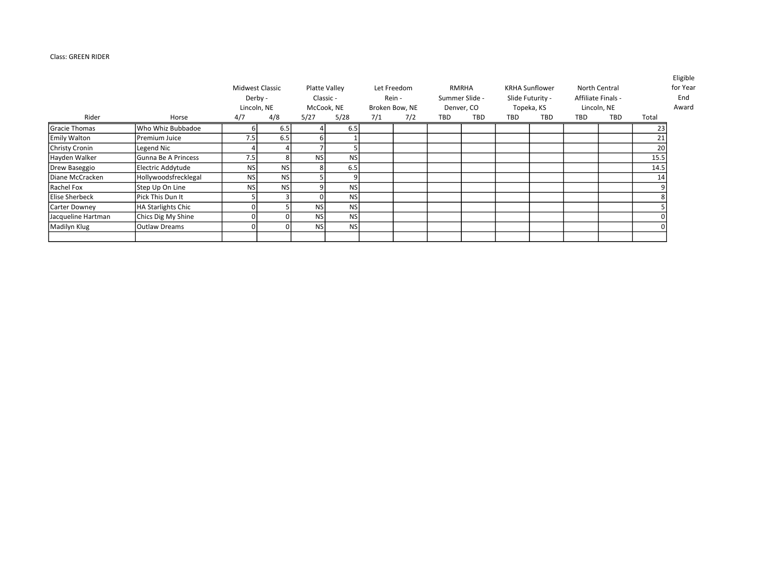Class: GREEN RIDER

| Rider | Horse | Midwest Classic Derby - Lincoln, NE | | Platte Valley Classic - McCook, NE | | Let Freedom Rein - Broken Bow, NE | | RMRHA Summer Slide - Denver, CO | | KRHA Sunflower Slide Futurity - Topeka, KS | | North Central Affiliate Finals - Lincoln, NE | | Total | Eligible for Year End Award |
|---|---|---|---|---|---|---|---|---|---|---|---|---|---|---|---|
| | | 4/7 | 4/8 | 5/27 | 5/28 | 7/1 | 7/2 | TBD | TBD | TBD | TBD | TBD | TBD | | |
| Gracie Thomas | Who Whiz Bubbadoe | 6 | 6.5 | 4 | 6.5 | | | | | | | | | 23 | |
| Emily Walton | Premium Juice | 7.5 | 6.5 | 6 | 1 | | | | | | | | | 21 | |
| Christy Cronin | Legend Nic | 4 | 4 | 7 | 5 | | | | | | | | | 20 | |
| Hayden Walker | Gunna Be A Princess | 7.5 | 8 | NS | NS | | | | | | | | | 15.5 | |
| Drew Baseggio | Electric Addytude | NS | NS | 8 | 6.5 | | | | | | | | | 14.5 | |
| Diane McCracken | Hollywoodsfrecklegal | NS | NS | 5 | 9 | | | | | | | | | 14 | |
| Rachel Fox | Step Up On Line | NS | NS | 9 | NS | | | | | | | | | 9 | |
| Elise Sherbeck | Pick This Dun It | 5 | 3 | 0 | NS | | | | | | | | | 8 | |
| Carter Downey | HA Starlights Chic | 0 | 5 | NS | NS | | | | | | | | | 5 | |
| Jacqueline Hartman | Chics Dig My Shine | 0 | 0 | NS | NS | | | | | | | | | 0 | |
| Madilyn Klug | Outlaw Dreams | 0 | 0 | NS | NS | | | | | | | | | 0 | |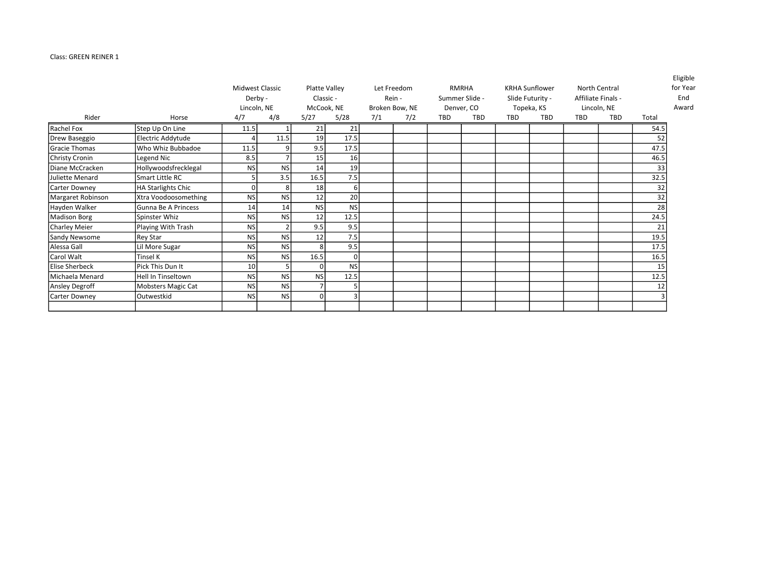Class: GREEN REINER 1

| Rider | Horse | Midwest Classic Derby - Lincoln, NE 4/7 | 4/8 | Platte Valley Classic - McCook, NE 5/27 | 5/28 | Let Freedom Rein - Broken Bow, NE 7/1 | 7/2 | RMRHA Summer Slide - Denver, CO TBD | TBD | KRHA Sunflower Slide Futurity - Topeka, KS TBD | TBD | North Central Affiliate Finals - Lincoln, NE TBD | TBD | Total | Eligible for Year End Award |
|---|---|---|---|---|---|---|---|---|---|---|---|---|---|---|---|
| Rachel Fox | Step Up On Line | 11.5 | 1 | 21 | 21 | | | | | | | | | 54.5 | |
| Drew Baseggio | Electric Addytude | 4 | 11.5 | 19 | 17.5 | | | | | | | | | 52 | |
| Gracie Thomas | Who Whiz Bubbadoe | 11.5 | 9 | 9.5 | 17.5 | | | | | | | | | 47.5 | |
| Christy Cronin | Legend Nic | 8.5 | 7 | 15 | 16 | | | | | | | | | 46.5 | |
| Diane McCracken | Hollywoodsfrecklegal | NS | NS | 14 | 19 | | | | | | | | | 33 | |
| Juliette Menard | Smart Little RC | 5 | 3.5 | 16.5 | 7.5 | | | | | | | | | 32.5 | |
| Carter Downey | HA Starlights Chic | 0 | 8 | 18 | 6 | | | | | | | | | 32 | |
| Margaret Robinson | Xtra Voodoosomething | NS | NS | 12 | 20 | | | | | | | | | 32 | |
| Hayden Walker | Gunna Be A Princess | 14 | 14 | NS | NS | | | | | | | | | 28 | |
| Madison Borg | Spinster Whiz | NS | NS | 12 | 12.5 | | | | | | | | | 24.5 | |
| Charley Meier | Playing With Trash | NS | 2 | 9.5 | 9.5 | | | | | | | | | 21 | |
| Sandy Newsome | Rey Star | NS | NS | 12 | 7.5 | | | | | | | | | 19.5 | |
| Alessa Gall | Lil More Sugar | NS | NS | 8 | 9.5 | | | | | | | | | 17.5 | |
| Carol Walt | Tinsel K | NS | NS | 16.5 | 0 | | | | | | | | | 16.5 | |
| Elise Sherbeck | Pick This Dun It | 10 | 5 | 0 | NS | | | | | | | | | 15 | |
| Michaela Menard | Hell In Tinseltown | NS | NS | NS | 12.5 | | | | | | | | | 12.5 | |
| Ansley Degroff | Mobsters Magic Cat | NS | NS | 7 | 5 | | | | | | | | | 12 | |
| Carter Downey | Outwestkid | NS | NS | 0 | 3 | | | | | | | | | 3 | |
| | | | | | | | | | | | | | | | |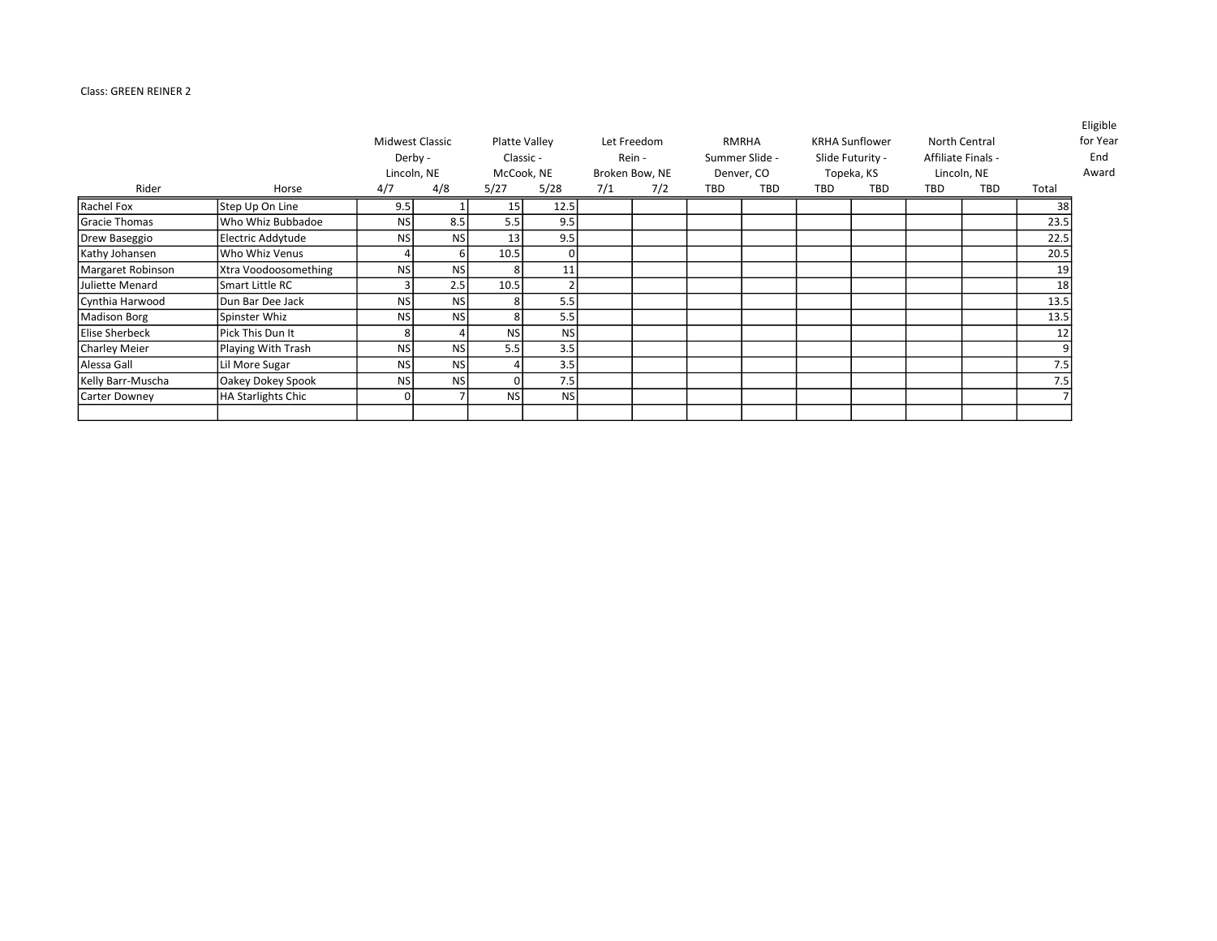Class: GREEN REINER 2

| Rider | Horse | Midwest Classic Derby - Lincoln, NE | | Platte Valley Classic - McCook, NE | | Let Freedom Rein - Broken Bow, NE | | RMRHA Summer Slide - Denver, CO | | KRHA Sunflower Slide Futurity - Topeka, KS | | North Central Affiliate Finals - Lincoln, NE | | Total | Eligible for Year End Award |
|---|---|---|---|---|---|---|---|---|---|---|---|---|---|---|---|
| | | 4/7 | 4/8 | 5/27 | 5/28 | 7/1 | 7/2 | TBD | TBD | TBD | TBD | TBD | TBD | | |
| Rachel Fox | Step Up On Line | 9.5 | 1 | 15 | 12.5 | | | | | | | | | 38 | |
| Gracie Thomas | Who Whiz Bubbadoe | NS | 8.5 | 5.5 | 9.5 | | | | | | | | | 23.5 | |
| Drew Baseggio | Electric Addytude | NS | NS | 13 | 9.5 | | | | | | | | | 22.5 | |
| Kathy Johansen | Who Whiz Venus | 4 | 6 | 10.5 | 0 | | | | | | | | | 20.5 | |
| Margaret Robinson | Xtra Voodoosomething | NS | NS | 8 | 11 | | | | | | | | | 19 | |
| Juliette Menard | Smart Little RC | 3 | 2.5 | 10.5 | 2 | | | | | | | | | 18 | |
| Cynthia Harwood | Dun Bar Dee Jack | NS | NS | 8 | 5.5 | | | | | | | | | 13.5 | |
| Madison Borg | Spinster Whiz | NS | NS | 8 | 5.5 | | | | | | | | | 13.5 | |
| Elise Sherbeck | Pick This Dun It | 8 | 4 | NS | NS | | | | | | | | | 12 | |
| Charley Meier | Playing With Trash | NS | NS | 5.5 | 3.5 | | | | | | | | | 9 | |
| Alessa Gall | Lil More Sugar | NS | NS | 4 | 3.5 | | | | | | | | | 7.5 | |
| Kelly Barr-Muscha | Oakey Dokey Spook | NS | NS | 0 | 7.5 | | | | | | | | | 7.5 | |
| Carter Downey | HA Starlights Chic | 0 | 7 | NS | NS | | | | | | | | | 7 | |
| | | | | | | | | | | | | | | | |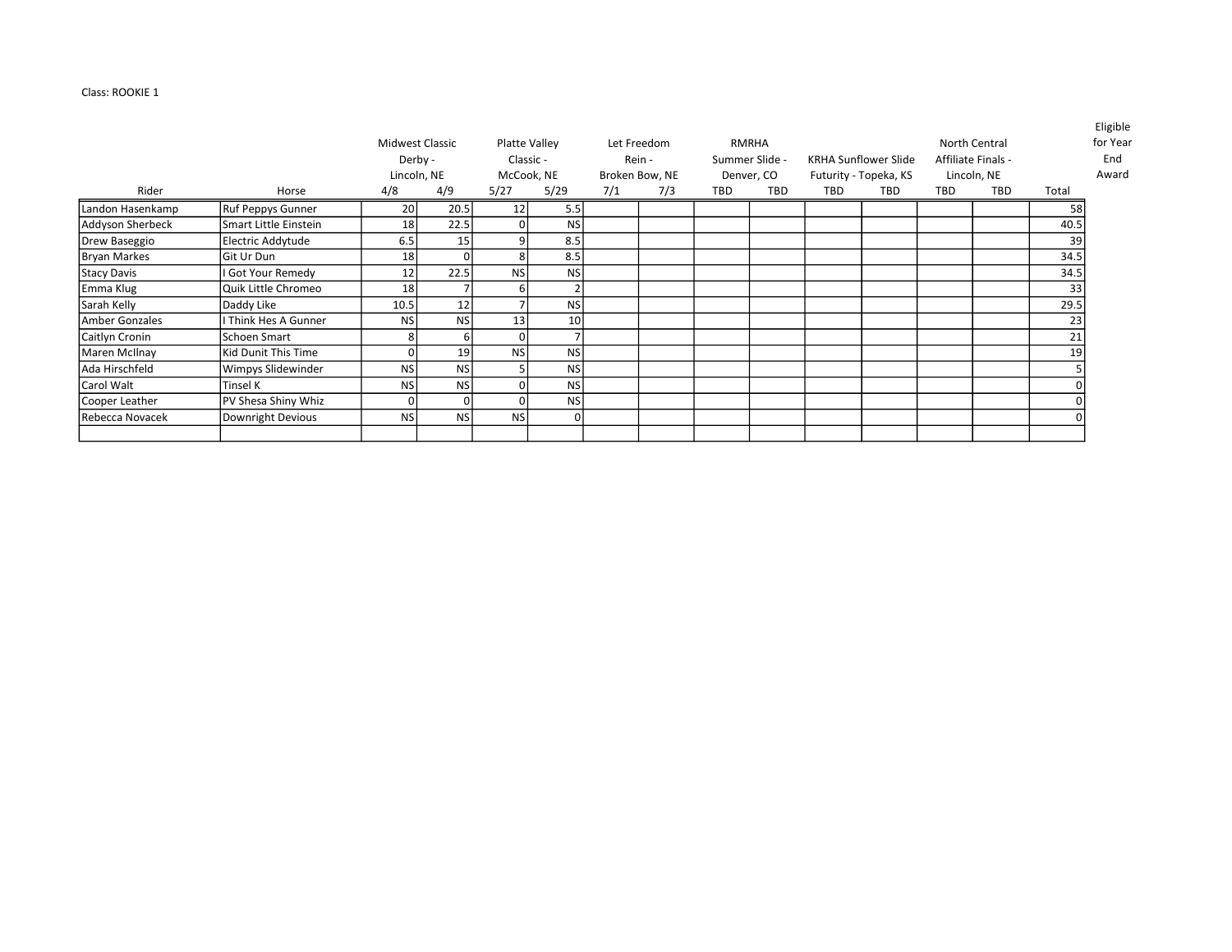Class: ROOKIE 1

| Rider | Horse | Midwest Classic Derby - Lincoln, NE | | Platte Valley Classic - McCook, NE | | Let Freedom Rein - Broken Bow, NE | | RMRHA Summer Slide - Denver, CO | | KRHA Sunflower Slide Futurity - Topeka, KS | | North Central Affiliate Finals - Lincoln, NE | | Total | Eligible for Year End Award |
|---|---|---|---|---|---|---|---|---|---|---|---|---|---|---|---|
| | | 4/8 | 4/9 | 5/27 | 5/29 | 7/1 | 7/3 | TBD | TBD | TBD | TBD | TBD | TBD | | |
| Landon Hasenkamp | Ruf Peppys Gunner | 20 | 20.5 | 12 | 5.5 | | | | | | | | | 58 | |
| Addyson Sherbeck | Smart Little Einstein | 18 | 22.5 | 0 | NS | | | | | | | | | 40.5 | |
| Drew Baseggio | Electric Addytude | 6.5 | 15 | 9 | 8.5 | | | | | | | | | 39 | |
| Bryan Markes | Git Ur Dun | 18 | 0 | 8 | 8.5 | | | | | | | | | 34.5 | |
| Stacy Davis | I Got Your Remedy | 12 | 22.5 | NS | NS | | | | | | | | | 34.5 | |
| Emma Klug | Quik Little Chromeo | 18 | 7 | 6 | 2 | | | | | | | | | 33 | |
| Sarah Kelly | Daddy Like | 10.5 | 12 | 7 | NS | | | | | | | | | 29.5 | |
| Amber Gonzales | I Think Hes A Gunner | NS | NS | 13 | 10 | | | | | | | | | 23 | |
| Caitlyn Cronin | Schoen Smart | 8 | 6 | 0 | 7 | | | | | | | | | 21 | |
| Maren McIlnay | Kid Dunit This Time | 0 | 19 | NS | NS | | | | | | | | | 19 | |
| Ada Hirschfeld | Wimpys Slidewinder | NS | NS | 5 | NS | | | | | | | | | 5 | |
| Carol Walt | Tinsel K | NS | NS | 0 | NS | | | | | | | | | 0 | |
| Cooper Leather | PV Shesa Shiny Whiz | 0 | 0 | 0 | NS | | | | | | | | | 0 | |
| Rebecca Novacek | Downright Devious | NS | NS | NS | 0 | | | | | | | | | 0 | |
| | | | | | | | | | | | | | | | |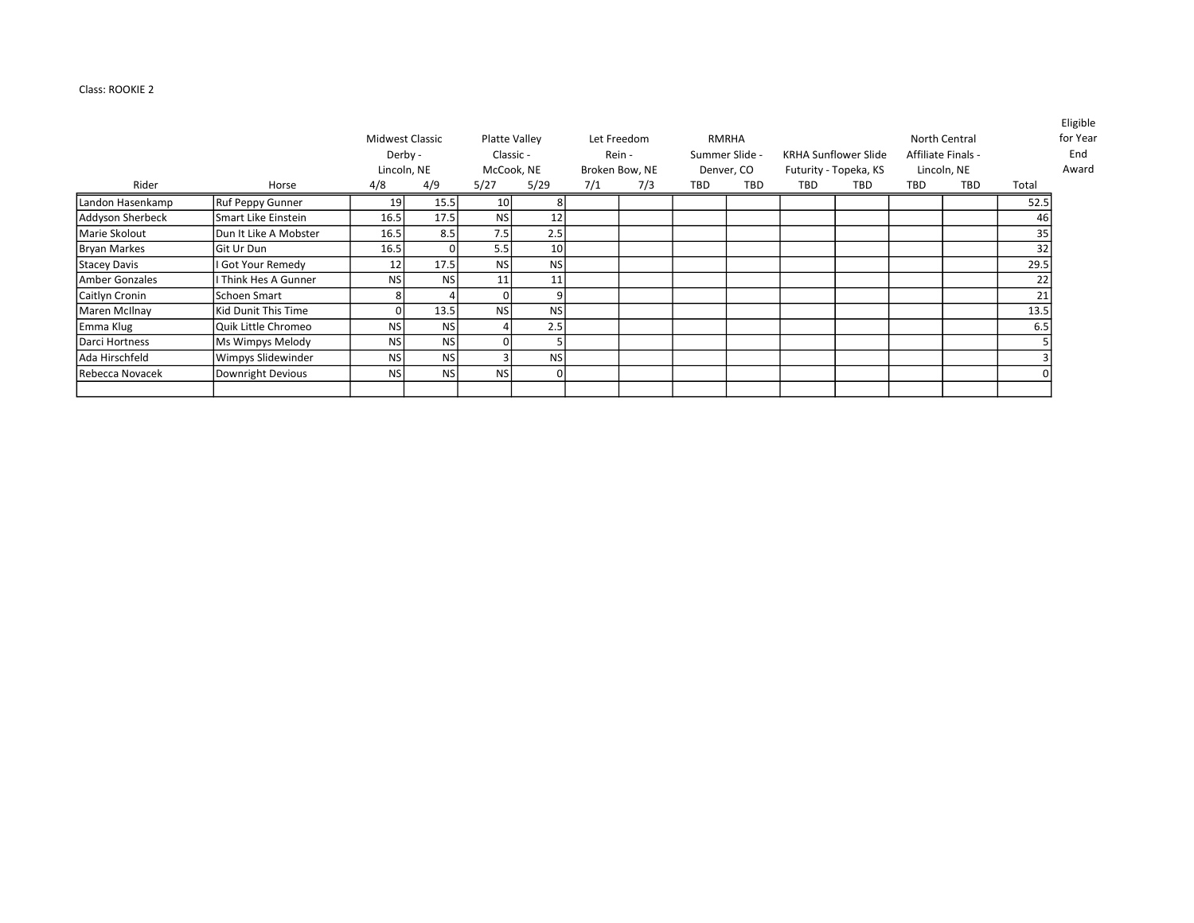Class: ROOKIE 2

| Rider | Horse | Midwest Classic Derby - Lincoln, NE | | Platte Valley Classic - McCook, NE | | Let Freedom Rein - Broken Bow, NE | | RMRHA Summer Slide - Denver, CO | | KRHA Sunflower Slide Futurity - Topeka, KS | | North Central Affiliate Finals - Lincoln, NE | | Total | Eligible for Year End Award |
|---|---|---|---|---|---|---|---|---|---|---|---|---|---|---|---|
| | | 4/8 | 4/9 | 5/27 | 5/29 | 7/1 | 7/3 | TBD | TBD | TBD | TBD | TBD | TBD | | |
| Landon Hasenkamp | Ruf Peppy Gunner | 19 | 15.5 | 10 | 8 | | | | | | | | | 52.5 | |
| Addyson Sherbeck | Smart Like Einstein | 16.5 | 17.5 | NS | 12 | | | | | | | | | 46 | |
| Marie Skolout | Dun It Like A Mobster | 16.5 | 8.5 | 7.5 | 2.5 | | | | | | | | | 35 | |
| Bryan Markes | Git Ur Dun | 16.5 | 0 | 5.5 | 10 | | | | | | | | | 32 | |
| Stacey Davis | I Got Your Remedy | 12 | 17.5 | NS | NS | | | | | | | | | 29.5 | |
| Amber Gonzales | I Think Hes A Gunner | NS | NS | 11 | 11 | | | | | | | | | 22 | |
| Caitlyn Cronin | Schoen Smart | 8 | 4 | 0 | 9 | | | | | | | | | 21 | |
| Maren McIlnay | Kid Dunit This Time | 0 | 13.5 | NS | NS | | | | | | | | | 13.5 | |
| Emma Klug | Quik Little Chromeo | NS | NS | 4 | 2.5 | | | | | | | | | 6.5 | |
| Darci Hortness | Ms Wimpys Melody | NS | NS | 0 | 5 | | | | | | | | | 5 | |
| Ada Hirschfeld | Wimpys Slidewinder | NS | NS | 3 | NS | | | | | | | | | 3 | |
| Rebecca Novacek | Downright Devious | NS | NS | NS | 0 | | | | | | | | | 0 | |
| | | | | | | | | | | | | | | | |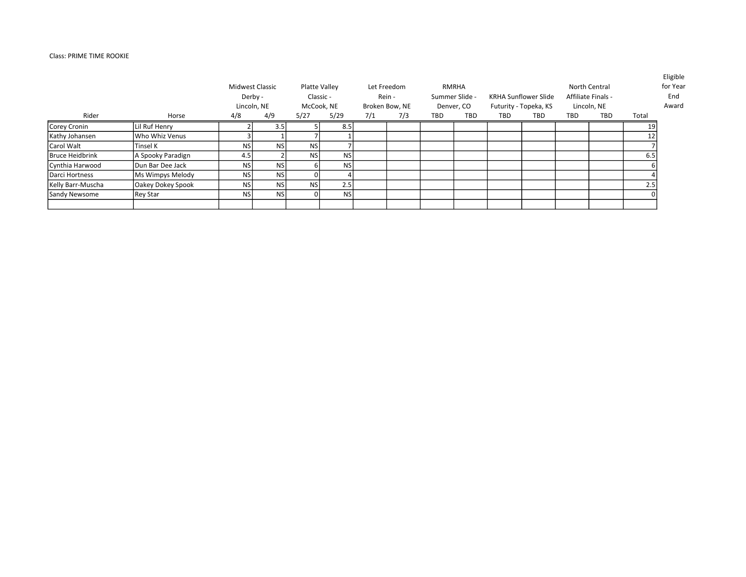Class: PRIME TIME ROOKIE

| Rider | Horse | Midwest Classic Derby - Lincoln, NE | | Platte Valley Classic - McCook, NE | | Let Freedom Rein - Broken Bow, NE | | RMRHA Summer Slide - Denver, CO | | KRHA Sunflower Slide Futurity - Topeka, KS | | North Central Affiliate Finals - Lincoln, NE | | Total | Eligible for Year End Award |
|---|---|---|---|---|---|---|---|---|---|---|---|---|---|---|---|
| | | 4/8 | 4/9 | 5/27 | 5/29 | 7/1 | 7/3 | TBD | TBD | TBD | TBD | TBD | TBD | | |
| Corey Cronin | Lil Ruf Henry | 2 | 3.5 | 5 | 8.5 | | | | | | | | | 19 | |
| Kathy Johansen | Who Whiz Venus | 3 | 1 | 7 | 1 | | | | | | | | | 12 | |
| Carol Walt | Tinsel K | NS | NS | NS | 7 | | | | | | | | | 7 | |
| Bruce Heidbrink | A Spooky Paradign | 4.5 | 2 | NS | NS | | | | | | | | | 6.5 | |
| Cynthia Harwood | Dun Bar Dee Jack | NS | NS | 6 | NS | | | | | | | | | 6 | |
| Darci Hortness | Ms Wimpys Melody | NS | NS | 0 | 4 | | | | | | | | | 4 | |
| Kelly Barr-Muscha | Oakey Dokey Spook | NS | NS | NS | 2.5 | | | | | | | | | 2.5 | |
| Sandy Newsome | Rey Star | NS | NS | 0 | NS | | | | | | | | | 0 | |
| | | | | | | | | | | | | | | | |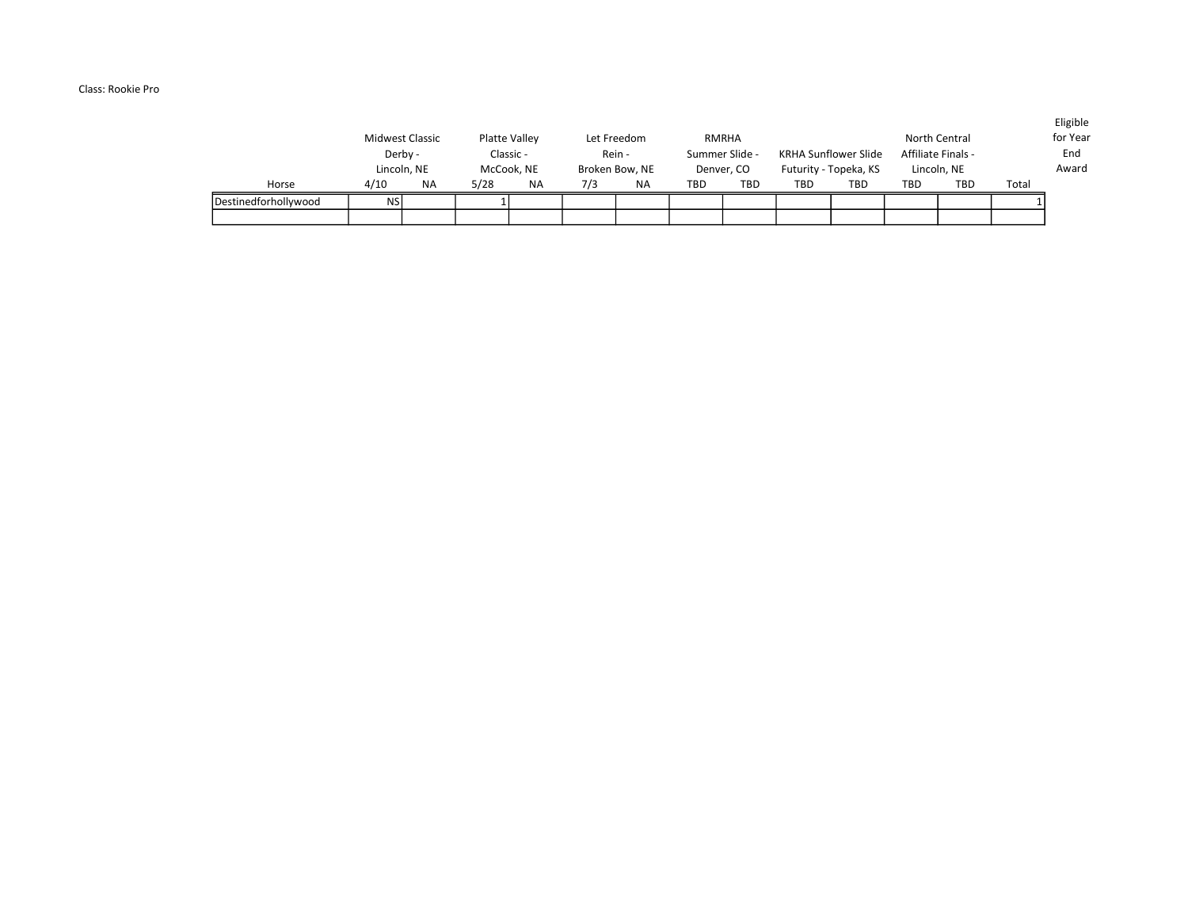Class: Rookie Pro

| Horse | Midwest Classic Derby - Lincoln, NE | | Platte Valley Classic - McCook, NE | | Let Freedom Rein - Broken Bow, NE | | RMRHA Summer Slide - Denver, CO | | KRHA Sunflower Slide Futurity - Topeka, KS | | North Central Affiliate Finals - Lincoln, NE | | | Eligible for Year End Award |
|---|---|---|---|---|---|---|---|---|---|---|---|---|---|---|
| | 4/10 | NA | 5/28 | NA | 7/3 | NA | TBD | TBD | TBD | TBD | TBD | TBD | Total | |
| Destinedforhollywood | NS | | 1 | | | | | | | | | | 1 | |
| | | | | | | | | | | | | | | |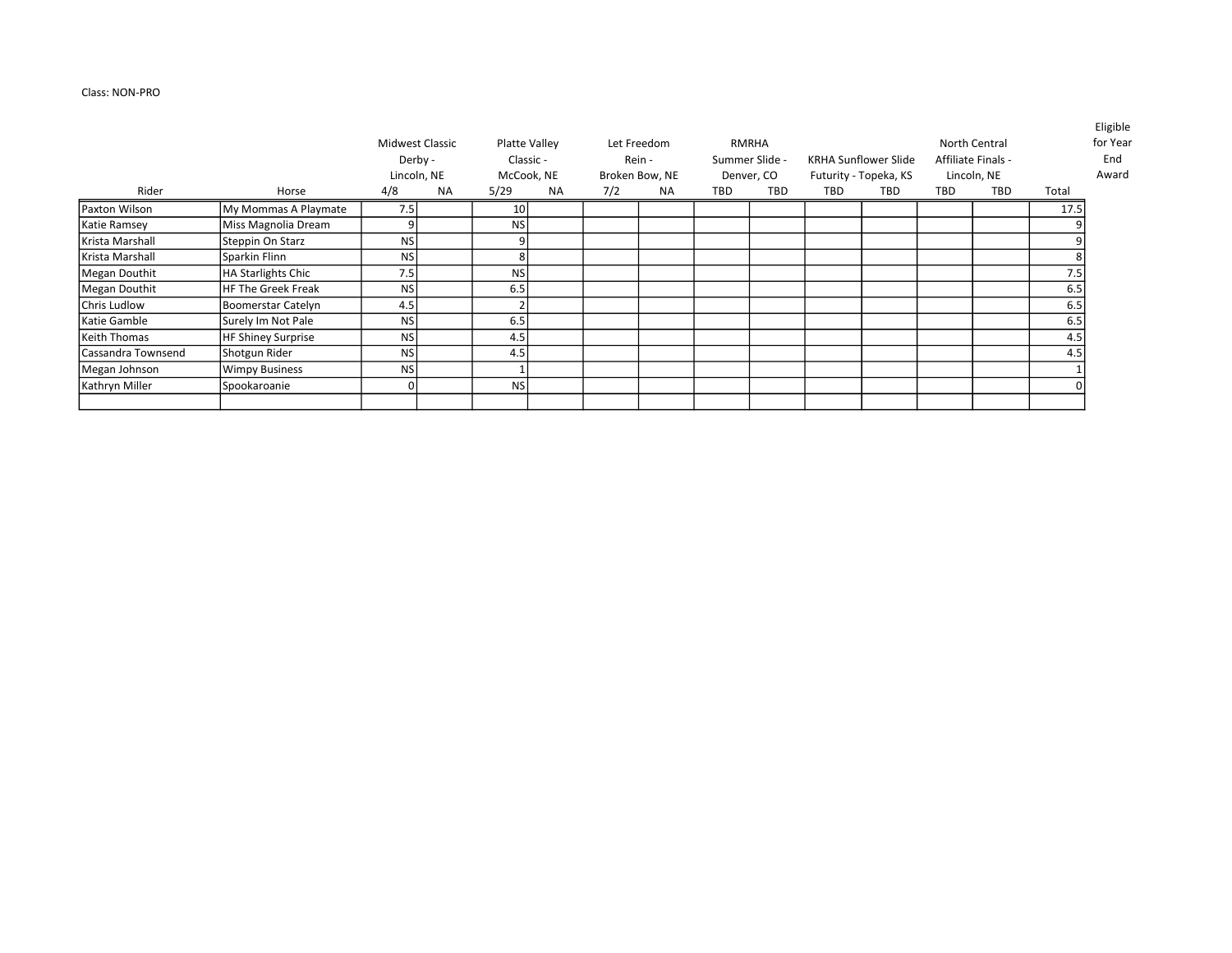Class: NON-PRO

| Rider | Horse | Midwest Classic Derby - Lincoln, NE | | Platte Valley Classic - McCook, NE | | Let Freedom Rein - Broken Bow, NE | | RMRHA Summer Slide - Denver, CO | | KRHA Sunflower Slide Futurity - Topeka, KS | | North Central Affiliate Finals - Lincoln, NE | | Total | Eligible for Year End Award |
|---|---|---|---|---|---|---|---|---|---|---|---|---|---|---|---|
| | | 4/8 | NA | 5/29 | NA | 7/2 | NA | TBD | TBD | TBD | TBD | TBD | TBD | | |
| Paxton Wilson | My Mommas A Playmate | 7.5 | | 10 | | | | | | | | | | 17.5 | |
| Katie Ramsey | Miss Magnolia Dream | 9 | | NS | | | | | | | | | | 9 | |
| Krista Marshall | Steppin On Starz | NS | | 9 | | | | | | | | | | 9 | |
| Krista Marshall | Sparkin Flinn | NS | | 8 | | | | | | | | | | 8 | |
| Megan Douthit | HA Starlights Chic | 7.5 | | NS | | | | | | | | | | 7.5 | |
| Megan Douthit | HF The Greek Freak | NS | | 6.5 | | | | | | | | | | 6.5 | |
| Chris Ludlow | Boomerstar Catelyn | 4.5 | | 2 | | | | | | | | | | 6.5 | |
| Katie Gamble | Surely Im Not Pale | NS | | 6.5 | | | | | | | | | | 6.5 | |
| Keith Thomas | HF Shiney Surprise | NS | | 4.5 | | | | | | | | | | 4.5 | |
| Cassandra Townsend | Shotgun Rider | NS | | 4.5 | | | | | | | | | | 4.5 | |
| Megan Johnson | Wimpy Business | NS | | 1 | | | | | | | | | | 1 | |
| Kathryn Miller | Spookaroanie | 0 | | NS | | | | | | | | | | 0 | |
| | | | | | | | | | | | | | | | |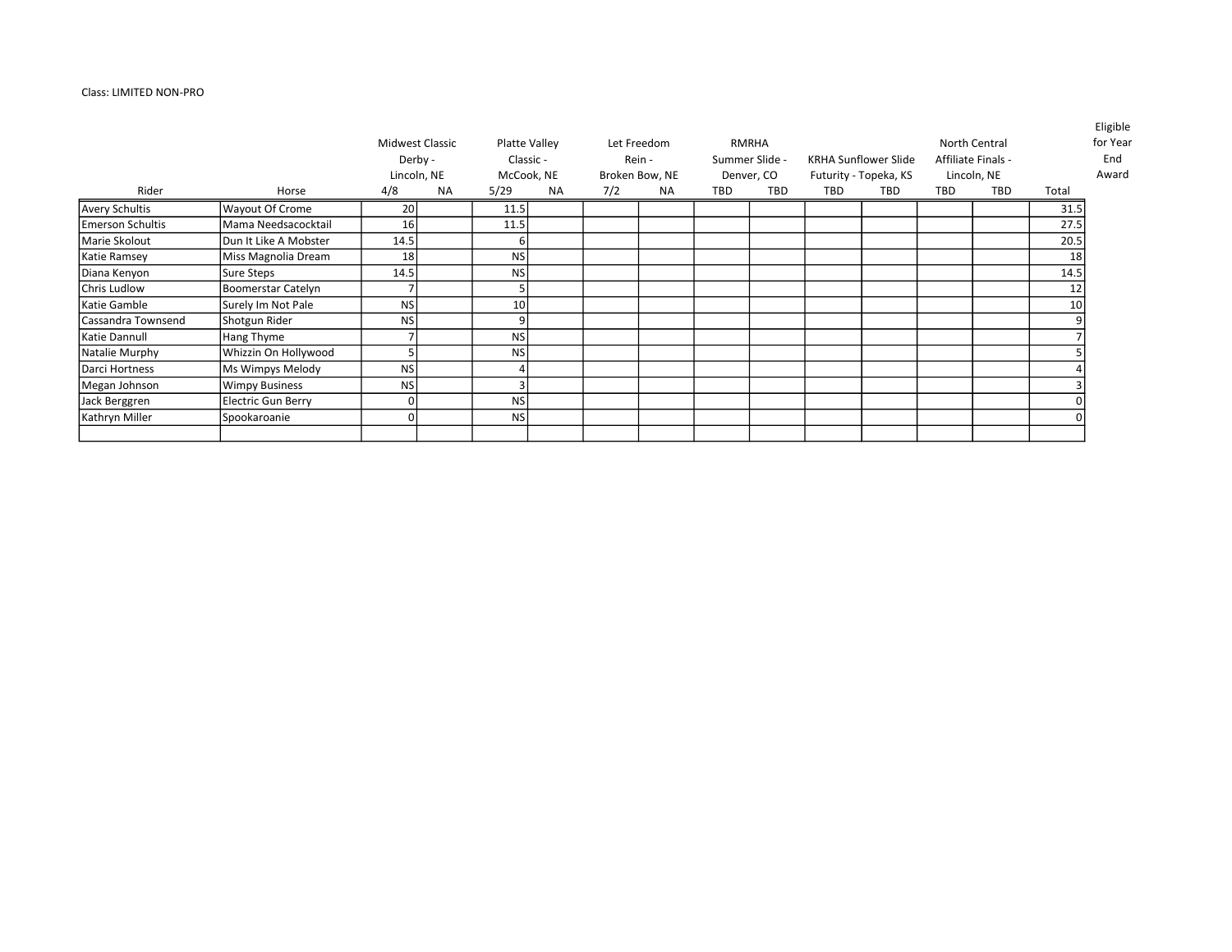Class: LIMITED NON-PRO

| Rider | Horse | Midwest Classic Derby - Lincoln, NE | | Platte Valley Classic - McCook, NE | | Let Freedom Rein - Broken Bow, NE | | RMRHA Summer Slide - Denver, CO | | KRHA Sunflower Slide Futurity - Topeka, KS | | North Central Affiliate Finals - Lincoln, NE | | Total | Eligible for Year End Award |
|---|---|---|---|---|---|---|---|---|---|---|---|---|---|---|---|
| | | 4/8 | NA | 5/29 | NA | 7/2 | NA | TBD | TBD | TBD | TBD | TBD | TBD | | |
| Avery Schultis | Wayout Of Crome | 20 | | 11.5 | | | | | | | | | | 31.5 | |
| Emerson Schultis | Mama Needsacocktail | 16 | | 11.5 | | | | | | | | | | 27.5 | |
| Marie Skolout | Dun It Like A Mobster | 14.5 | | 6 | | | | | | | | | | 20.5 | |
| Katie Ramsey | Miss Magnolia Dream | 18 | | NS | | | | | | | | | | 18 | |
| Diana Kenyon | Sure Steps | 14.5 | | NS | | | | | | | | | | 14.5 | |
| Chris Ludlow | Boomerstar Catelyn | 7 | | 5 | | | | | | | | | | 12 | |
| Katie Gamble | Surely Im Not Pale | NS | | 10 | | | | | | | | | | 10 | |
| Cassandra Townsend | Shotgun Rider | NS | | 9 | | | | | | | | | | 9 | |
| Katie Dannull | Hang Thyme | 7 | | NS | | | | | | | | | | 7 | |
| Natalie Murphy | Whizzin On Hollywood | 5 | | NS | | | | | | | | | | 5 | |
| Darci Hortness | Ms Wimpys Melody | NS | | 4 | | | | | | | | | | 4 | |
| Megan Johnson | Wimpy Business | NS | | 3 | | | | | | | | | | 3 | |
| Jack Berggren | Electric Gun Berry | 0 | | NS | | | | | | | | | | 0 | |
| Kathryn Miller | Spookaroanie | 0 | | NS | | | | | | | | | | 0 | |
| | | | | | | | | | | | | | | | |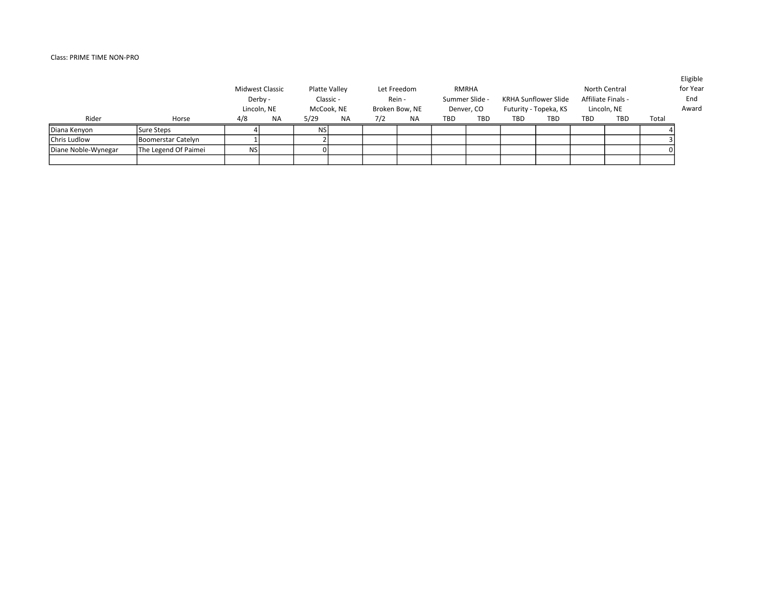Class: PRIME TIME NON-PRO

| Rider | Horse | Midwest Classic Derby - Lincoln, NE | | Platte Valley Classic - McCook, NE | | Let Freedom Rein - Broken Bow, NE | | RMRHA Summer Slide - Denver, CO | | KRHA Sunflower Slide Futurity - Topeka, KS | | North Central Affiliate Finals - Lincoln, NE | | Total | Eligible for Year End Award |
|---|---|---|---|---|---|---|---|---|---|---|---|---|---|---|---|
| | | 4/8 | NA | 5/29 | NA | 7/2 | NA | TBD | TBD | TBD | TBD | TBD | TBD | | |
| Diana Kenyon | Sure Steps | 4 | | NS | | | | | | | | | | 4 | |
| Chris Ludlow | Boomerstar Catelyn | 1 | | 2 | | | | | | | | | | 3 | |
| Diane Noble-Wynegar | The Legend Of Paimei | NS | | 0 | | | | | | | | | | 0 | |
| | | | | | | | | | | | | | | | |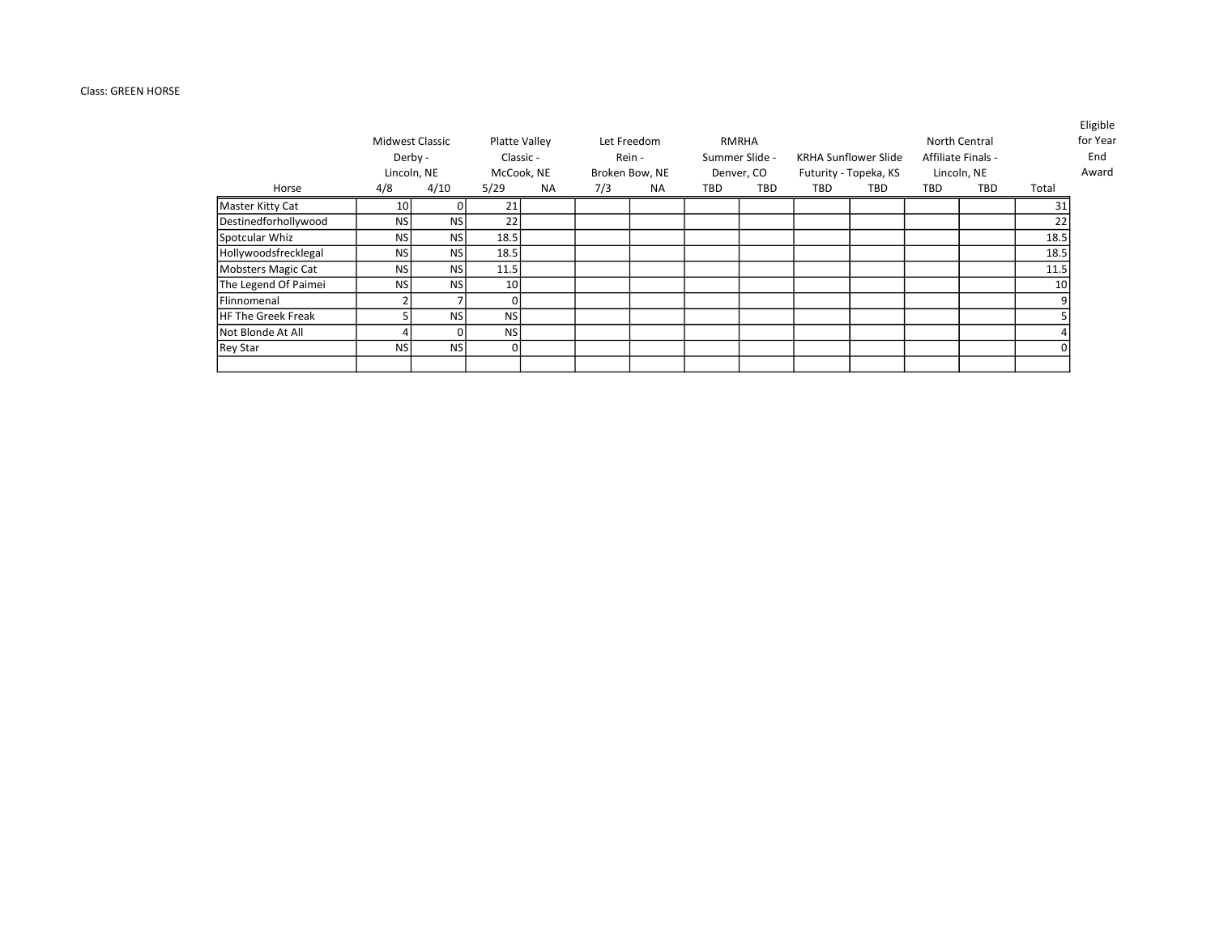Class: GREEN HORSE

| Horse | Midwest Classic Derby - Lincoln, NE | | Platte Valley Classic - McCook, NE | | Let Freedom Rein - Broken Bow, NE | | RMRHA Summer Slide - Denver, CO | | KRHA Sunflower Slide Futurity - Topeka, KS | | North Central Affiliate Finals - Lincoln, NE | | Total | Eligible for Year End Award |
|---|---|---|---|---|---|---|---|---|---|---|---|---|---|---|
| | 4/8 | 4/10 | 5/29 | NA | 7/3 | NA | TBD | TBD | TBD | TBD | TBD | TBD | | |
| Master Kitty Cat | 10 | 0 | 21 | | | | | | | | | | 31 | |
| Destinedforhollywood | NS | NS | 22 | | | | | | | | | | 22 | |
| Spotcular Whiz | NS | NS | 18.5 | | | | | | | | | | 18.5 | |
| Hollywoodsfrecklegal | NS | NS | 18.5 | | | | | | | | | | 18.5 | |
| Mobsters Magic Cat | NS | NS | 11.5 | | | | | | | | | | 11.5 | |
| The Legend Of Paimei | NS | NS | 10 | | | | | | | | | | 10 | |
| Flinnomenal | 2 | 7 | 0 | | | | | | | | | | 9 | |
| HF The Greek Freak | 5 | NS | NS | | | | | | | | | | 5 | |
| Not Blonde At All | 4 | 0 | NS | | | | | | | | | | 4 | |
| Rey Star | NS | NS | 0 | | | | | | | | | | 0 | |
| | | | | | | | | | | | | | | |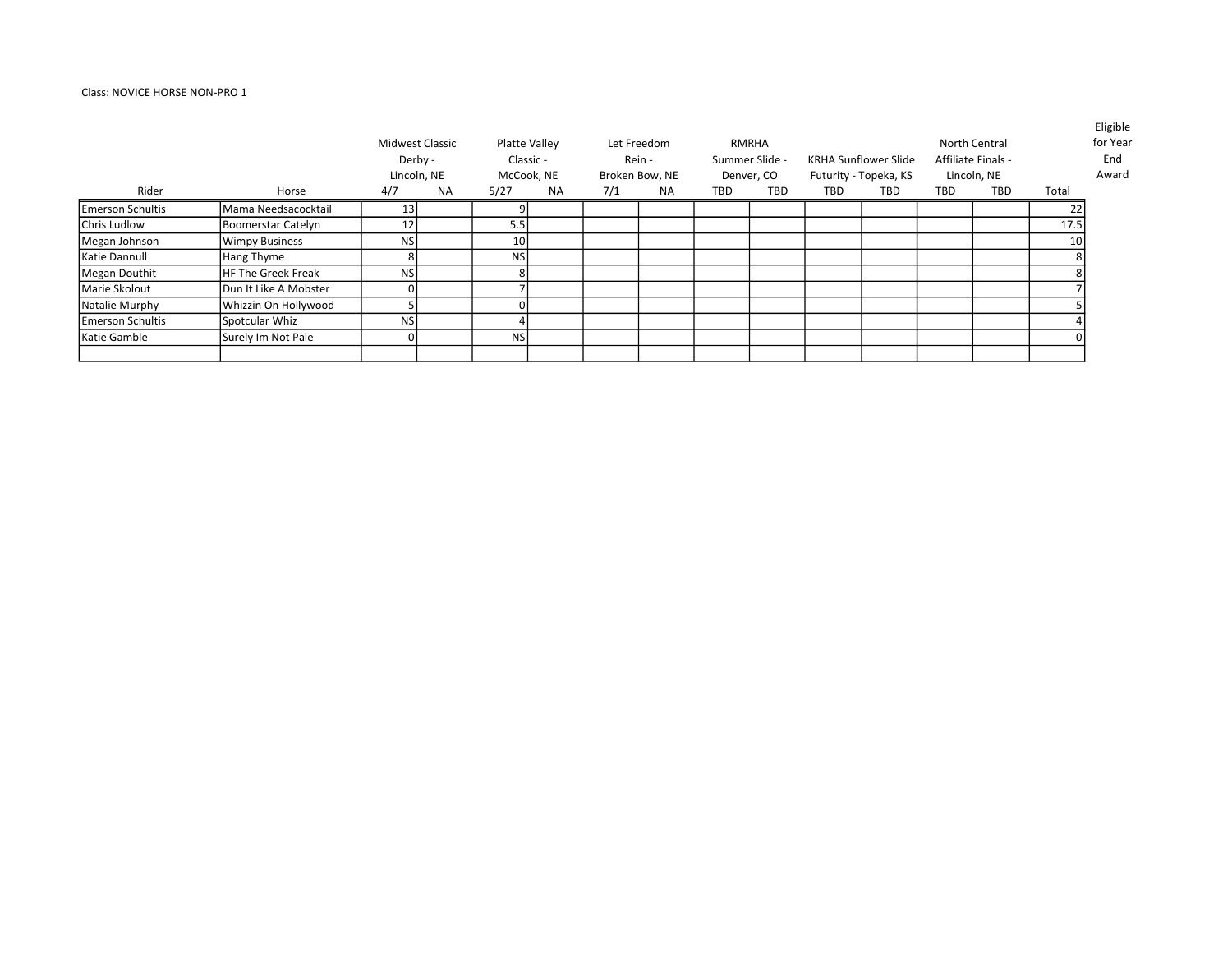Class: NOVICE HORSE NON-PRO 1

| Rider | Horse | Midwest Classic Derby - Lincoln, NE | | Platte Valley Classic - McCook, NE | | Let Freedom Rein - Broken Bow, NE | | RMRHA Summer Slide - Denver, CO | | KRHA Sunflower Slide Futurity - Topeka, KS | | North Central Affiliate Finals - Lincoln, NE | | Total | Eligible for Year End Award |
|---|---|---|---|---|---|---|---|---|---|---|---|---|---|---|---|
| | | 4/7 | NA | 5/27 | NA | 7/1 | NA | TBD | TBD | TBD | TBD | TBD | TBD | | |
| Emerson Schultis | Mama Needsacocktail | 13 | | 9 | | | | | | | | | | 22 | |
| Chris Ludlow | Boomerstar Catelyn | 12 | | 5.5 | | | | | | | | | | 17.5 | |
| Megan Johnson | Wimpy Business | NS | | 10 | | | | | | | | | | 10 | |
| Katie Dannull | Hang Thyme | 8 | | NS | | | | | | | | | | 8 | |
| Megan Douthit | HF The Greek Freak | NS | | 8 | | | | | | | | | | 8 | |
| Marie Skolout | Dun It Like A Mobster | 0 | | 7 | | | | | | | | | | 7 | |
| Natalie Murphy | Whizzin On Hollywood | 5 | | 0 | | | | | | | | | | 5 | |
| Emerson Schultis | Spotcular Whiz | NS | | 4 | | | | | | | | | | 4 | |
| Katie Gamble | Surely Im Not Pale | 0 | | NS | | | | | | | | | | 0 | |
| | | | | | | | | | | | | | | | |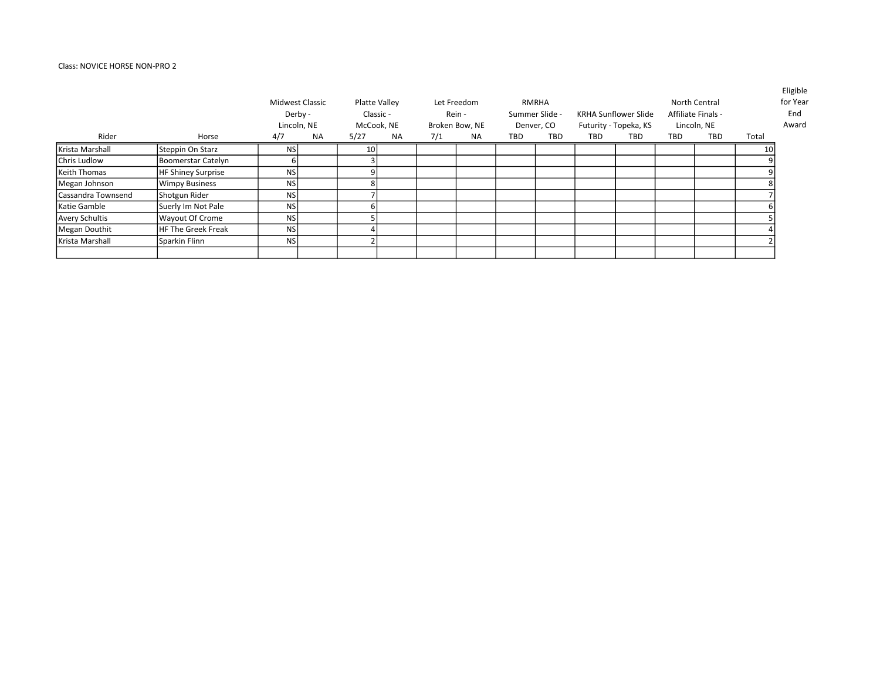Class: NOVICE HORSE NON-PRO 2

| | | Midwest Classic Derby - Lincoln, NE | | Platte Valley Classic - McCook, NE | | Let Freedom Rein - Broken Bow, NE | | RMRHA Summer Slide - Denver, CO | | KRHA Sunflower Slide Futurity - Topeka, KS | | North Central Affiliate Finals - Lincoln, NE | | | Eligible for Year End Award |
|---|---|---|---|---|---|---|---|---|---|---|---|---|---|---|---|
| Rider | Horse | 4/7 | NA | 5/27 | NA | 7/1 | NA | TBD | TBD | TBD | TBD | TBD | TBD | Total | |
| Krista Marshall | Steppin On Starz | NS | | 10 | | | | | | | | | | 10 | |
| Chris Ludlow | Boomerstar Catelyn | 6 | | 3 | | | | | | | | | | 9 | |
| Keith Thomas | HF Shiney Surprise | NS | | 9 | | | | | | | | | | 9 | |
| Megan Johnson | Wimpy Business | NS | | 8 | | | | | | | | | | 8 | |
| Cassandra Townsend | Shotgun Rider | NS | | 7 | | | | | | | | | | 7 | |
| Katie Gamble | Suerly Im Not Pale | NS | | 6 | | | | | | | | | | 6 | |
| Avery Schultis | Wayout Of Crome | NS | | 5 | | | | | | | | | | 5 | |
| Megan Douthit | HF The Greek Freak | NS | | 4 | | | | | | | | | | 4 | |
| Krista Marshall | Sparkin Flinn | NS | | 2 | | | | | | | | | | 2 | |
| | | | | | | | | | | | | | | | |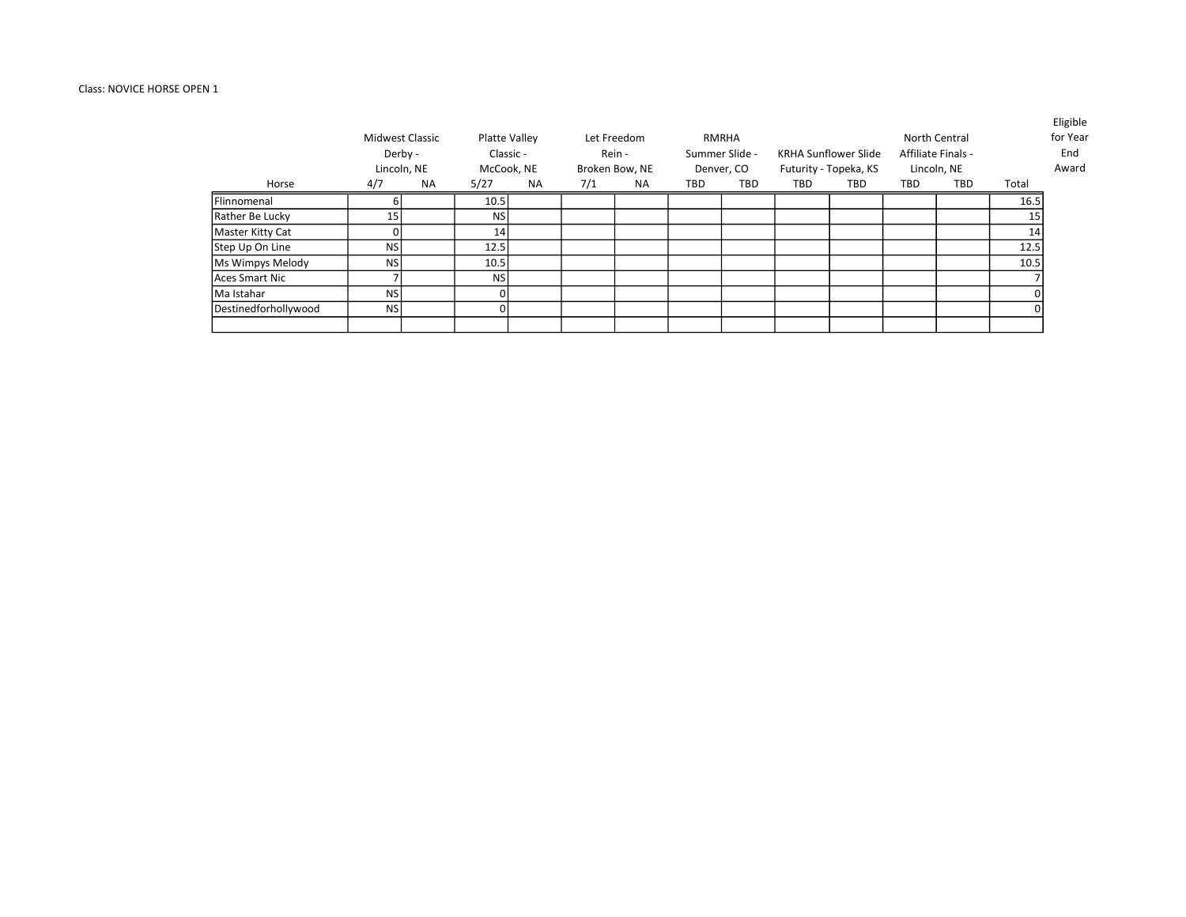Class: NOVICE HORSE OPEN 1

| Horse | Midwest Classic Derby - Lincoln, NE | | Platte Valley Classic - McCook, NE | | Let Freedom Rein - Broken Bow, NE | | RMRHA Summer Slide - Denver, CO | | KRHA Sunflower Slide Futurity - Topeka, KS | | North Central Affiliate Finals - Lincoln, NE | | Total | Eligible for Year End Award |
|---|---|---|---|---|---|---|---|---|---|---|---|---|---|---|
| | 4/7 | NA | 5/27 | NA | 7/1 | NA | TBD | TBD | TBD | TBD | TBD | TBD | | |
| Flinnomenal | 6 | | 10.5 | | | | | | | | | | 16.5 | |
| Rather Be Lucky | 15 | | NS | | | | | | | | | | 15 | |
| Master Kitty Cat | 0 | | 14 | | | | | | | | | | 14 | |
| Step Up On Line | NS | | 12.5 | | | | | | | | | | 12.5 | |
| Ms Wimpys Melody | NS | | 10.5 | | | | | | | | | | 10.5 | |
| Aces Smart Nic | 7 | | NS | | | | | | | | | | 7 | |
| Ma Istahar | NS | | 0 | | | | | | | | | | 0 | |
| Destinedforhollywood | NS | | 0 | | | | | | | | | | 0 | |
| | | | | | | | | | | | | | | |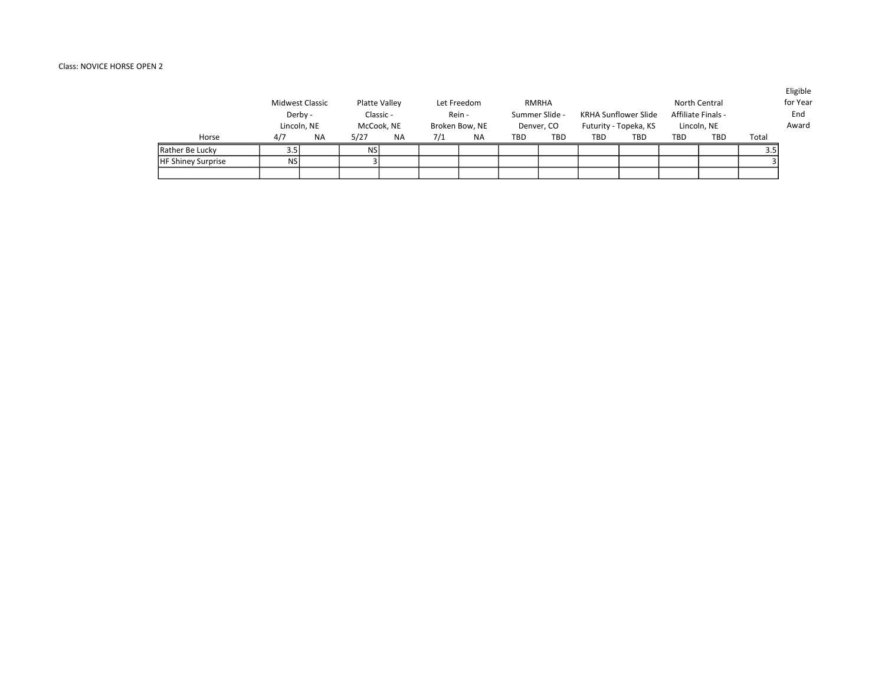Class: NOVICE HORSE OPEN 2

| Horse | Midwest Classic Derby - Lincoln, NE | | Platte Valley Classic - McCook, NE | | Let Freedom Rein - Broken Bow, NE | | RMRHA Summer Slide - Denver, CO | | KRHA Sunflower Slide Futurity - Topeka, KS | | North Central Affiliate Finals - Lincoln, NE | | Total | Eligible for Year End Award |
|---|---|---|---|---|---|---|---|---|---|---|---|---|---|---|
| | 4/7 | NA | 5/27 | NA | 7/1 | NA | TBD | TBD | TBD | TBD | TBD | TBD | | |
| Rather Be Lucky | 3.5 | | NS | | | | | | | | | | 3.5 | |
| HF Shiney Surprise | NS | | 3 | | | | | | | | | | 3 | |
| | | | | | | | | | | | | | | |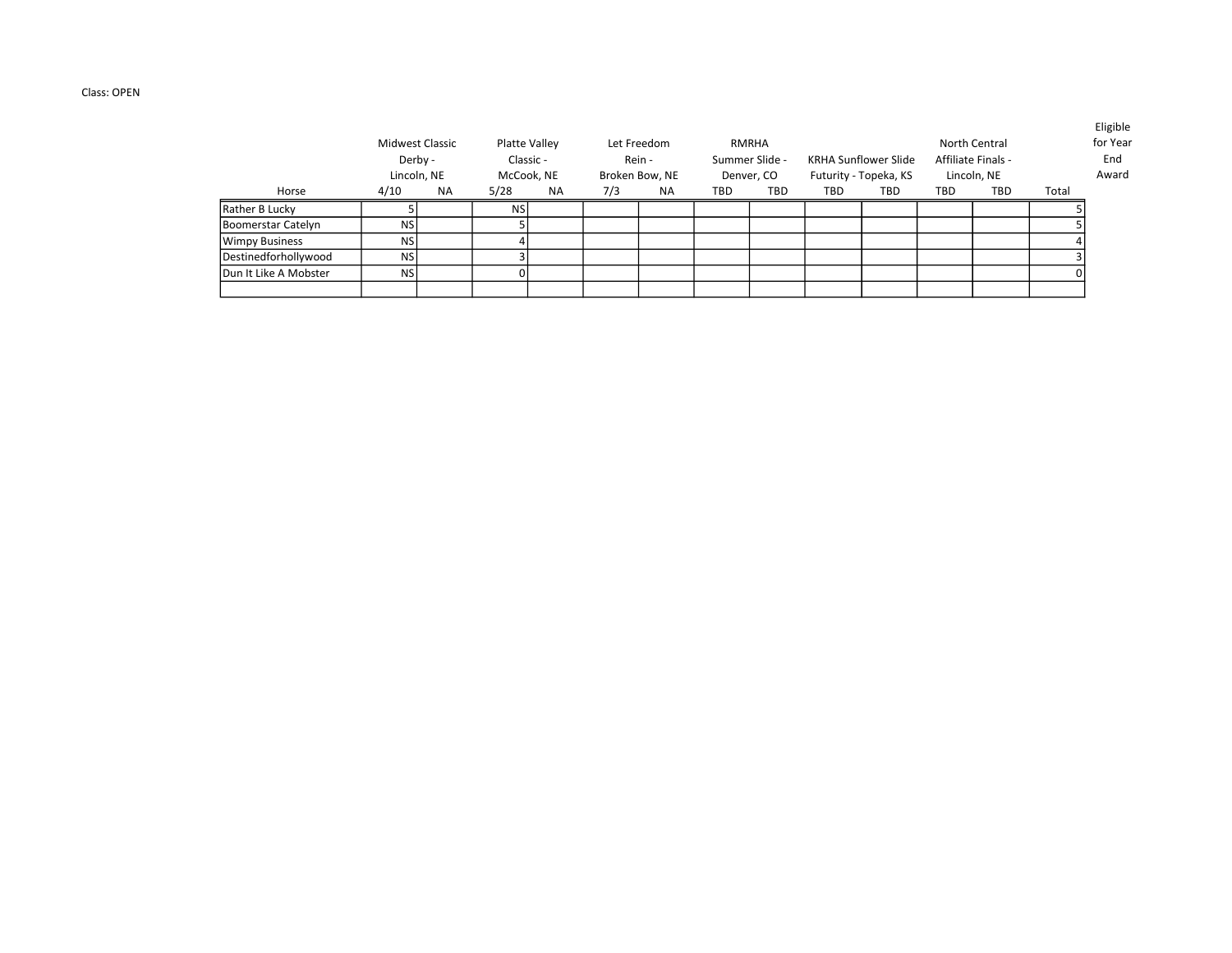Class: OPEN

| Horse | Midwest Classic Derby - Lincoln, NE | | Platte Valley Classic - McCook, NE | | Let Freedom Rein - Broken Bow, NE | | RMRHA Summer Slide - Denver, CO | | KRHA Sunflower Slide Futurity - Topeka, KS | | North Central Affiliate Finals - Lincoln, NE | | Total | Eligible for Year End Award |
|---|---|---|---|---|---|---|---|---|---|---|---|---|---|---|
| | 4/10 | NA | 5/28 | NA | 7/3 | NA | TBD | TBD | TBD | TBD | TBD | TBD | | |
| Rather B Lucky | 5 | | NS | | | | | | | | | | 5 | |
| Boomerstar Catelyn | NS | | 5 | | | | | | | | | | 5 | |
| Wimpy Business | NS | | 4 | | | | | | | | | | 4 | |
| Destinedforhollywood | NS | | 3 | | | | | | | | | | 3 | |
| Dun It Like A Mobster | NS | | 0 | | | | | | | | | | 0 | |
| | | | | | | | | | | | | | | |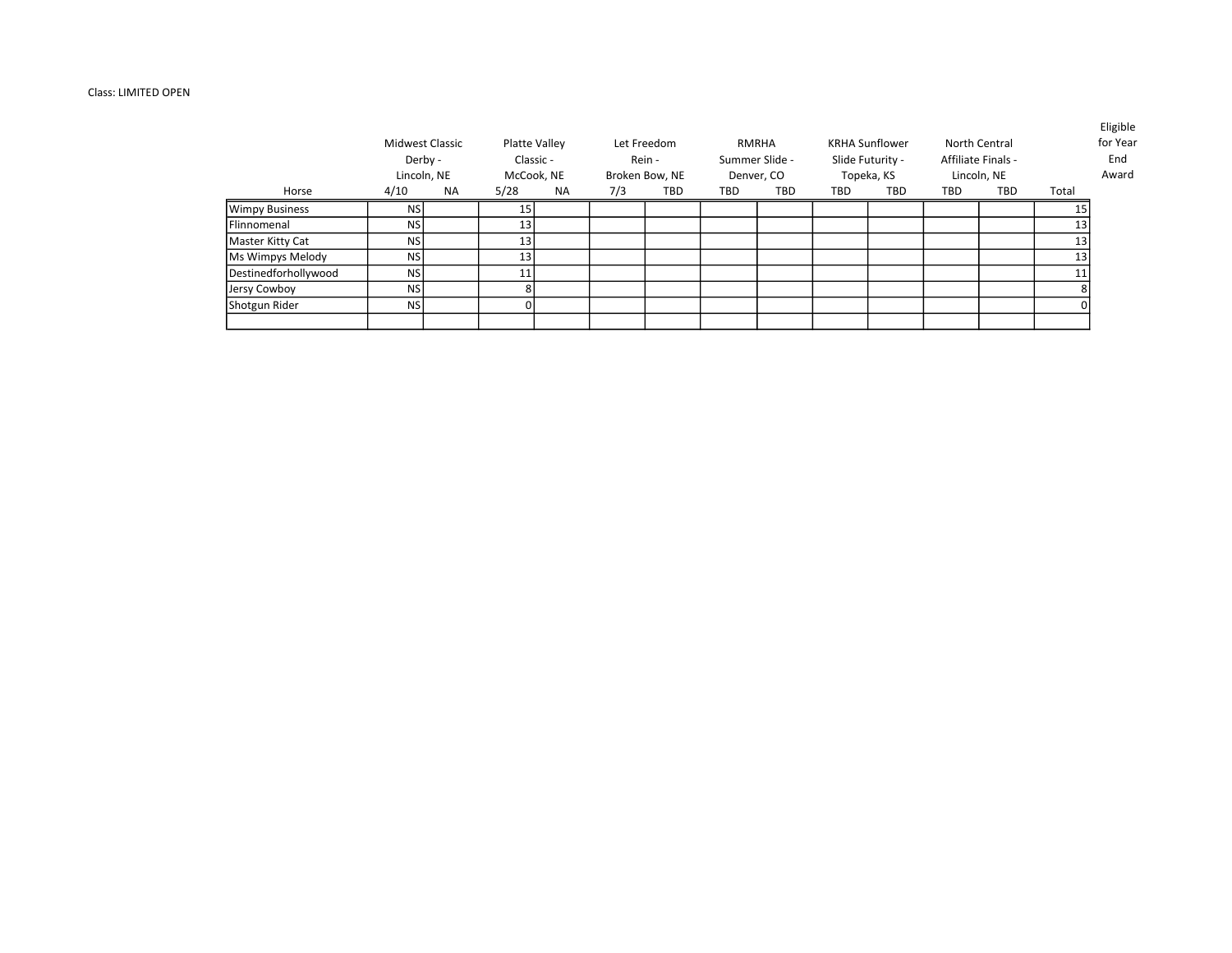Class: LIMITED OPEN

| Horse | Midwest Classic Derby - Lincoln, NE 4/10 | NA | Platte Valley Classic - McCook, NE 5/28 | NA | Let Freedom Rein - Broken Bow, NE 7/3 | TBD | RMRHA Summer Slide - Denver, CO TBD | TBD | KRHA Sunflower Slide Futurity - Topeka, KS TBD | TBD | North Central Affiliate Finals - Lincoln, NE TBD | TBD | Total | Eligible for Year End Award |
|---|---|---|---|---|---|---|---|---|---|---|---|---|---|---|
| Wimpy Business | NS | | 15 | | | | | | | | | | 15 | |
| Flinnomenal | NS | | 13 | | | | | | | | | | 13 | |
| Master Kitty Cat | NS | | 13 | | | | | | | | | | 13 | |
| Ms Wimpys Melody | NS | | 13 | | | | | | | | | | 13 | |
| Destinedforhollywood | NS | | 11 | | | | | | | | | | 11 | |
| Jersy Cowboy | NS | | 8 | | | | | | | | | | 8 | |
| Shotgun Rider | NS | | 0 | | | | | | | | | | 0 | |
| | | | | | | | | | | | | | | |